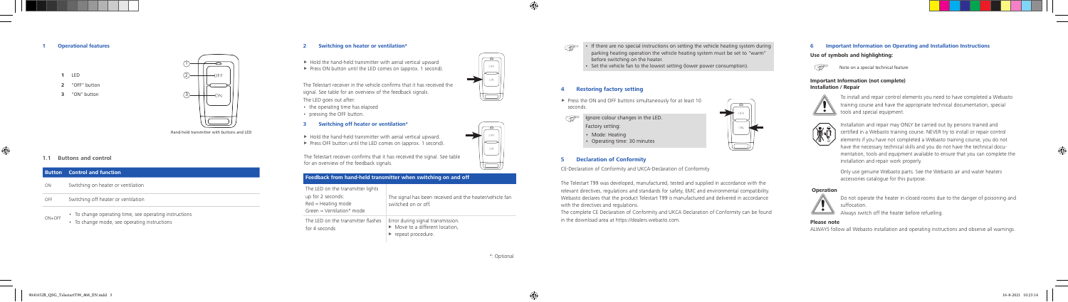## 1 Operational features

- **1** LED
- **2** "OFF" button
- **3** "ON" button

Hand-held transmitter with buttons and LED

### 1.1 Buttons and control

| Button | Control and function |
|---|---|
| ON | Switching on heater or ventilation |
| OFF | Switching off heater or ventilation |
| ON+OFF | • To change operating time, see operating instructions<br>• To change mode, see operating instructions |

## 2 Switching on heater or ventilation*

- ▶ Hold the hand-held transmitter with aerial vertical upward
- ▶ Press ON button until the LED comes on (approx. 1 second).

The Telestart receiver in the vehicle confirms that it has received the signal. See table for an overview of the feedback signals.

The LED goes out after:

- the operating time has elapsed
- pressing the OFF button.

## 3 Switching off heater or ventilation*

- ▶ Hold the hand-held transmitter with aerial vertical upward.
- ▶ Press OFF button until the LED comes on (approx. 1 second).

The Telestart receiver confirms that it has received the signal. See table for an overview of the feedback signals.

| Feedback from hand-held transmitter when switching on and off | |
|---|---|
| The LED on the transmitter lights up for 2 seconds:<br>Red = Heating mode<br>Green = Ventilation* mode | The signal has been received and the heater/vehicle fan switched on or off. |
| The LED on the transmitter flashes for 4 seconds | Error during signal transmission.<br>▶ Move to a different location,<br>▶ repeat procedure. |

*: Optional

- If there are no special instructions on setting the vehicle heating system during parking heating operation the vehicle heating system must be set to "warm" before switching on the heater.
- Set the vehicle fan to the lowest setting (lower power consumption).

## 4 Restoring factory setting

- ▶ Press the ON and OFF buttons simultaneously for at least 10 seconds.

Ignore colour changes in the LED.

Factory setting:

- Mode: Heating
- Operating time: 30 minutes

## 5 Declaration of Conformity

CE-Declaration of Conformity and UKCA-Declaration of Conformity

The Telestart T99 was developed, manufactured, tested and supplied in accordance with the relevant directives, regulations and standards for safety, EMC and environmental compatibility. Webasto declares that the product Telestart T99 is manufactured and delivered in accordance with the directives and regulations.

The complete CE Declaration of Conformity and UKCA Declaration of Conformity can be found in the download area at https://dealers.webasto.com.

## 6 Important Information on Operating and Installation Instructions

**Use of symbols and highlighting:**

Note on a special technical feature

**Important Information (not complete)**
**Installation / Repair**

To install and repair control elements you need to have completed a Webasto training course and have the appropriate technical documentation, special tools and special equipment.

Installation and repair may ONLY be carried out by persons trained and certified in a Webasto training course. NEVER try to install or repair control elements if you have not completed a Webasto training course, you do not have the necessary technical skills and you do not have the technical documentation, tools and equipment available to ensure that you can complete the installation and repair work properly.

Only use genuine Webasto parts. See the Webasto air and water heaters accessories catalogue for this purpose.

**Operation**

Do not operate the heater in closed rooms due to the danger of poisoning and suffocation.

Always switch off the heater before refuelling.

**Please note**

ALWAYS follow all Webasto installation and operating instructions and observe all warnings.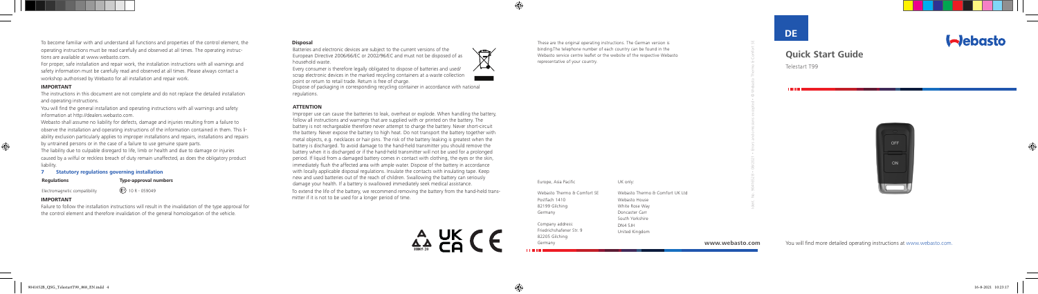To become familiar with and understand all functions and properties of the control element, the operating instructions must be read carefully and observed at all times. The operating instructions are available at www.webasto.com.

For proper, safe installation and repair work, the installation instructions with all warnings and safety information must be carefully read and observed at all times. Please always contact a workshop authorised by Webasto for all installation and repair work.

**IMPORTANT**

The instructions in this document are not complete and do not replace the detailed installation and operating instructions.

You will find the general installation and operating instructions with all warnings and safety information at http://dealers.webasto.com.

Webasto shall assume no liability for defects, damage and injuries resulting from a failure to observe the installation and operating instructions of the information contained in them. This liability exclusion particularly applies to improper installations and repairs, installations and repairs by untrained persons or in the case of a failure to use genuine spare parts.

The liability due to culpable disregard to life, limb or health and due to damage or injuries caused by a wilful or reckless breach of duty remain unaffected, as does the obligatory product liability.

## 7 Statutory regulations governing installation

| Regulations | Type-approval numbers |
| --- | --- |
| Electromagnetic compatibility | E1 10 R - 059049 |

**IMPORTANT**

Failure to follow the installation instructions will result in the invalidation of the type approval for the control element and therefore invalidation of the general homologation of the vehicle.

**Disposal**

Batteries and electronic devices are subject to the current versions of the European Directive 2006/66/EC or 2002/96/EC and must not be disposed of as household waste.

Every consumer is therefore legally obligated to dispose of batteries and used/ scrap electronic devices in the marked recycling containers at a waste collection point or return to retail trade. Return is free of charge.

Dispose of packaging in corresponding recycling container in accordance with national regulations.

**ATTENTION**

Improper use can cause the batteries to leak, overheat or explode. When handling the battery, follow all instructions and warnings that are supplied with or printed on the battery. The battery is not rechargeable therefore never attempt to charge the battery. Never short-circuit the battery. Never expose the battery to high heat. Do not transport the battery together with metal objects, e.g. necklaces or hair pins. The risk of the battery leaking is greatest when the battery is discharged. To avoid damage to the hand-held transmitter you should remove the battery when it is discharged or if the hand-held transmitter will not be used for a prolonged period. If liquid from a damaged battery comes in contact with clothing, the eyes or the skin, immediately flush the affected area with ample water. Dispose of the battery in accordance with locally applicable disposal regulations. Insulate the contacts with insulating tape. Keep new and used batteries out of the reach of children. Swallowing the battery can seriously damage your health. If a battery is swallowed immediately seek medical assistance.

To extend the life of the battery, we recommend removing the battery from the hand-held transmitter if it is not to be used for a longer period of time.

These are the original operating instructions. The German version is binding.The telephone number of each country can be found in the Webasto service centre leaflet or the website of the respective Webasto representative of your country.

Europe, Asia Pacific

Webasto Thermo & Comfort SE
Postfach 1410
82199 Gilching
Germany

Company address:
Friedrichshafener Str. 9
82205 Gilching
Germany

UK only:

Webasto Thermo & Comfort UK Ltd
Webasto House
White Rose Way
Doncaster Carr
South Yorkshire
DN4 5JH
United Kingdom

www.webasto.com

Ident. No. 9041652B • 08/2021 • Errors and omissions excepted • © Webasto Thermo & Comfort SE

DE

# Quick Start Guide

Telestart T99

OFF

ON

You will find more detailed operating instructions at www.webasto.com.